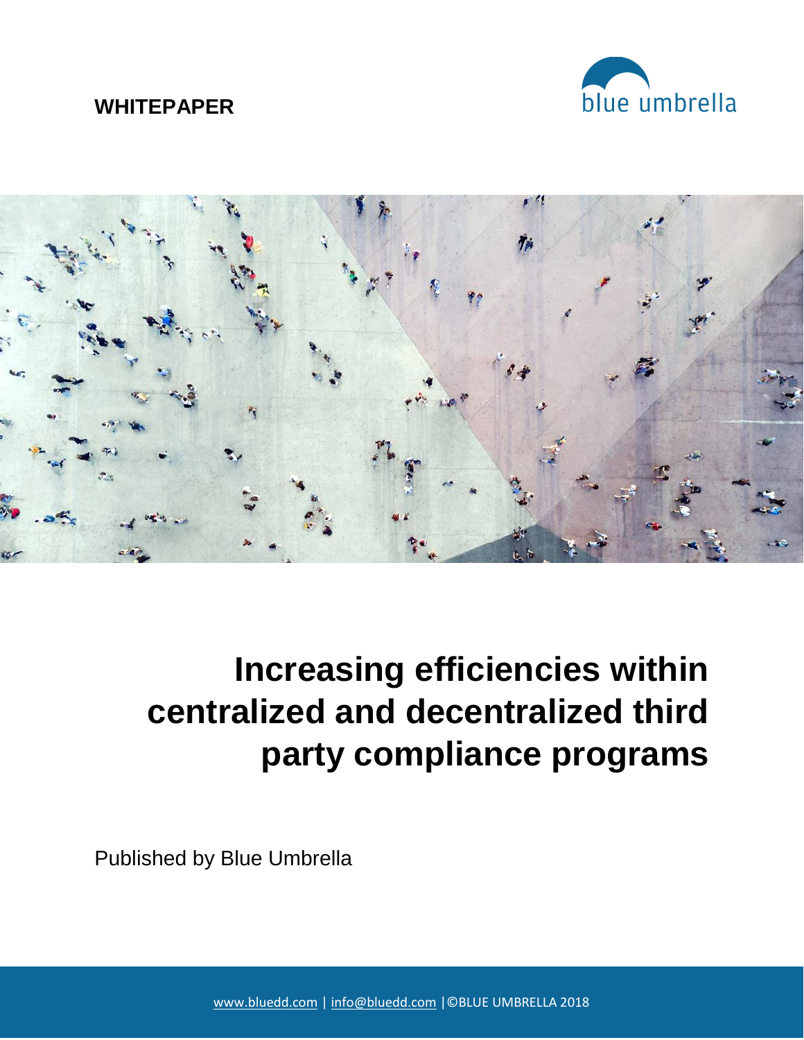**WHITEPAPER**

blue umbrella

# Increasing efficiencies within centralized and decentralized third party compliance programs

Published by Blue Umbrella

www.bluedd.com | info@bluedd.com |©BLUE UMBRELLA 2018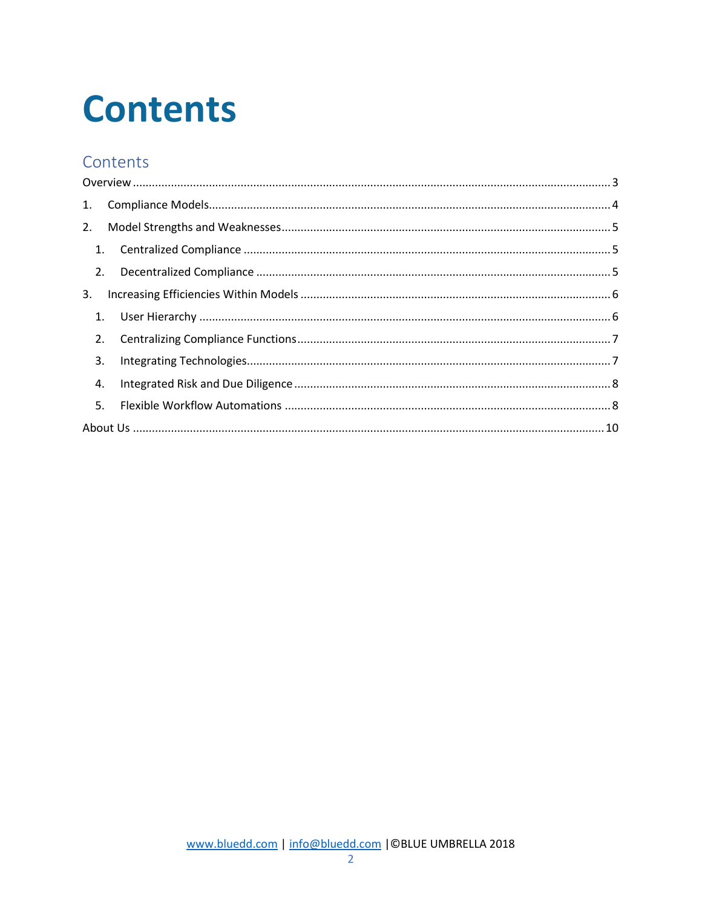# Contents

## Contents

Overview ..... 3

1. Compliance Models ..... 4
2. Model Strengths and Weaknesses ..... 5
   1. Centralized Compliance ..... 5
   2. Decentralized Compliance ..... 5
3. Increasing Efficiencies Within Models ..... 6
   1. User Hierarchy ..... 6
   2. Centralizing Compliance Functions ..... 7
   3. Integrating Technologies ..... 7
   4. Integrated Risk and Due Diligence ..... 8
   5. Flexible Workflow Automations ..... 8

About Us ..... 10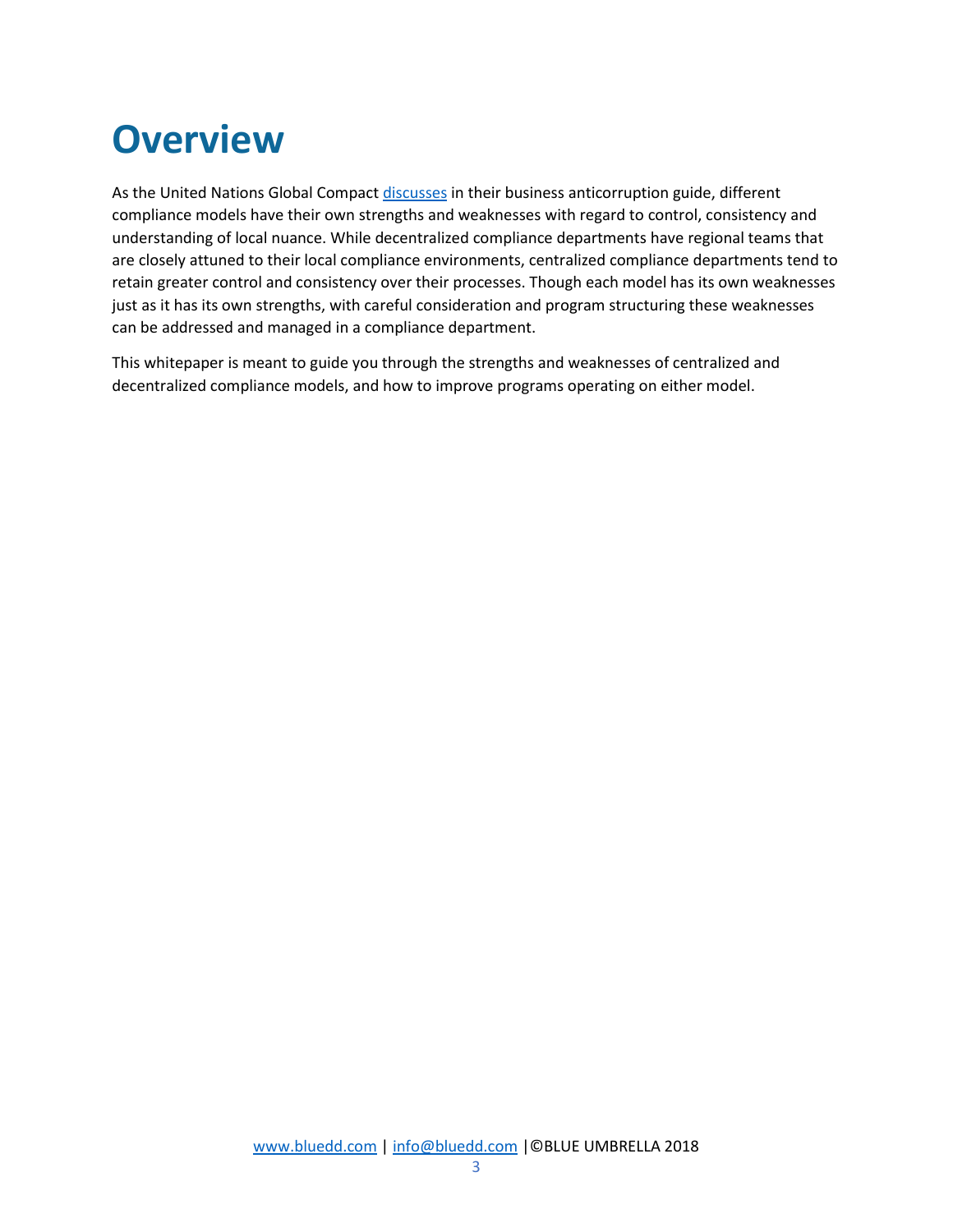# Overview

As the United Nations Global Compact discusses in their business anticorruption guide, different compliance models have their own strengths and weaknesses with regard to control, consistency and understanding of local nuance. While decentralized compliance departments have regional teams that are closely attuned to their local compliance environments, centralized compliance departments tend to retain greater control and consistency over their processes. Though each model has its own weaknesses just as it has its own strengths, with careful consideration and program structuring these weaknesses can be addressed and managed in a compliance department.

This whitepaper is meant to guide you through the strengths and weaknesses of centralized and decentralized compliance models, and how to improve programs operating on either model.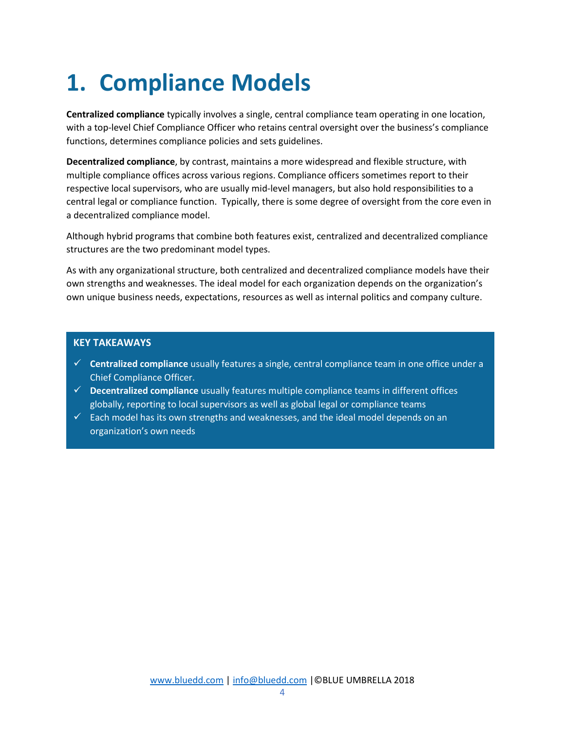# 1. Compliance Models

**Centralized compliance** typically involves a single, central compliance team operating in one location, with a top-level Chief Compliance Officer who retains central oversight over the business's compliance functions, determines compliance policies and sets guidelines.

**Decentralized compliance**, by contrast, maintains a more widespread and flexible structure, with multiple compliance offices across various regions. Compliance officers sometimes report to their respective local supervisors, who are usually mid-level managers, but also hold responsibilities to a central legal or compliance function. Typically, there is some degree of oversight from the core even in a decentralized compliance model.

Although hybrid programs that combine both features exist, centralized and decentralized compliance structures are the two predominant model types.

As with any organizational structure, both centralized and decentralized compliance models have their own strengths and weaknesses. The ideal model for each organization depends on the organization's own unique business needs, expectations, resources as well as internal politics and company culture.

**KEY TAKEAWAYS**

- ✓ **Centralized compliance** usually features a single, central compliance team in one office under a Chief Compliance Officer.
- ✓ **Decentralized compliance** usually features multiple compliance teams in different offices globally, reporting to local supervisors as well as global legal or compliance teams
- ✓ Each model has its own strengths and weaknesses, and the ideal model depends on an organization's own needs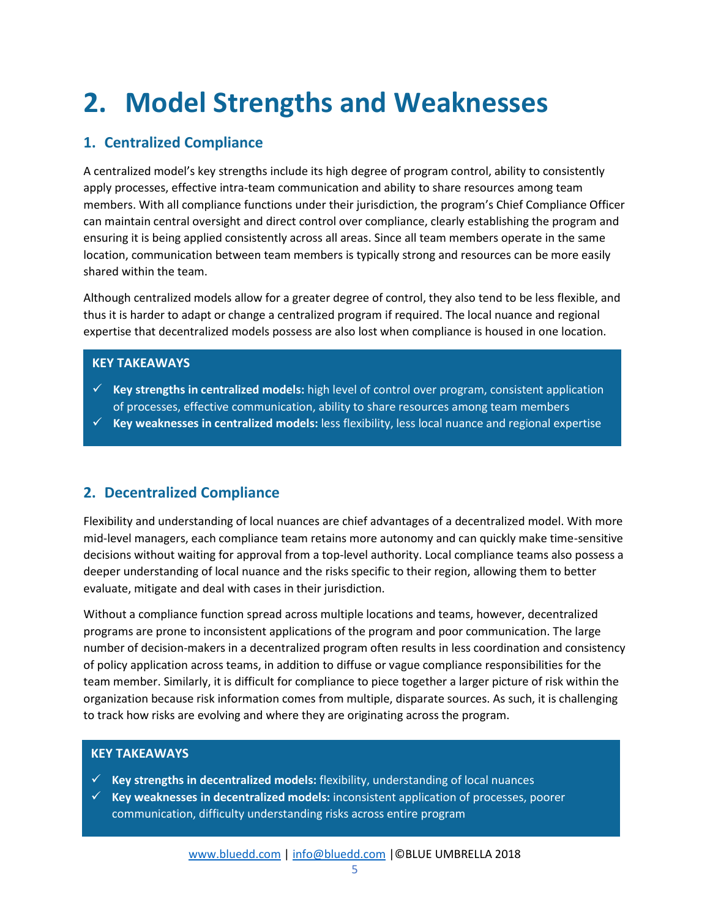# 2. Model Strengths and Weaknesses

## 1. Centralized Compliance

A centralized model's key strengths include its high degree of program control, ability to consistently apply processes, effective intra-team communication and ability to share resources among team members. With all compliance functions under their jurisdiction, the program's Chief Compliance Officer can maintain central oversight and direct control over compliance, clearly establishing the program and ensuring it is being applied consistently across all areas. Since all team members operate in the same location, communication between team members is typically strong and resources can be more easily shared within the team.

Although centralized models allow for a greater degree of control, they also tend to be less flexible, and thus it is harder to adapt or change a centralized program if required. The local nuance and regional expertise that decentralized models possess are also lost when compliance is housed in one location.

**KEY TAKEAWAYS**

- ✓ **Key strengths in centralized models:** high level of control over program, consistent application of processes, effective communication, ability to share resources among team members
- ✓ **Key weaknesses in centralized models:** less flexibility, less local nuance and regional expertise

## 2. Decentralized Compliance

Flexibility and understanding of local nuances are chief advantages of a decentralized model. With more mid-level managers, each compliance team retains more autonomy and can quickly make time-sensitive decisions without waiting for approval from a top-level authority. Local compliance teams also possess a deeper understanding of local nuance and the risks specific to their region, allowing them to better evaluate, mitigate and deal with cases in their jurisdiction.

Without a compliance function spread across multiple locations and teams, however, decentralized programs are prone to inconsistent applications of the program and poor communication. The large number of decision-makers in a decentralized program often results in less coordination and consistency of policy application across teams, in addition to diffuse or vague compliance responsibilities for the team member. Similarly, it is difficult for compliance to piece together a larger picture of risk within the organization because risk information comes from multiple, disparate sources. As such, it is challenging to track how risks are evolving and where they are originating across the program.

**KEY TAKEAWAYS**

- ✓ **Key strengths in decentralized models:** flexibility, understanding of local nuances
- ✓ **Key weaknesses in decentralized models:** inconsistent application of processes, poorer communication, difficulty understanding risks across entire program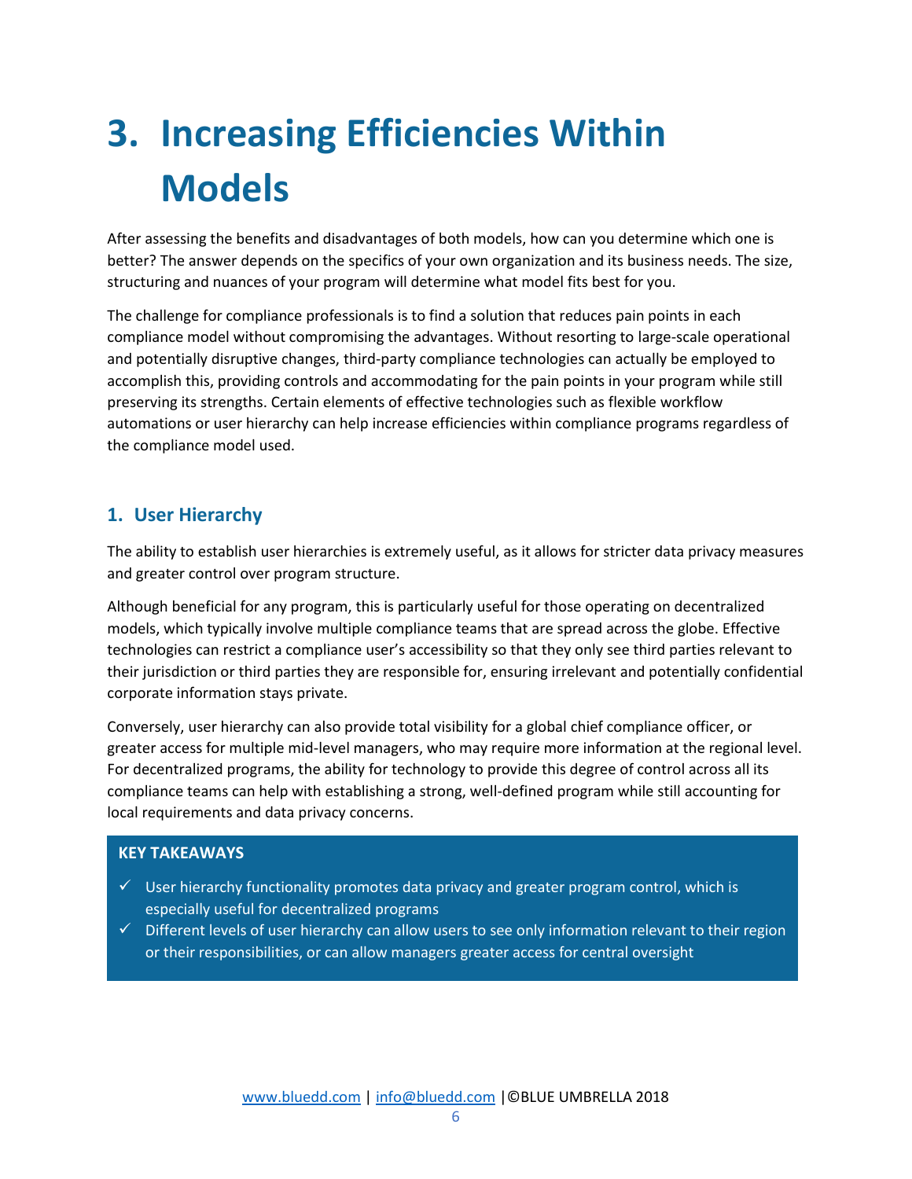# 3. Increasing Efficiencies Within Models

After assessing the benefits and disadvantages of both models, how can you determine which one is better? The answer depends on the specifics of your own organization and its business needs. The size, structuring and nuances of your program will determine what model fits best for you.

The challenge for compliance professionals is to find a solution that reduces pain points in each compliance model without compromising the advantages. Without resorting to large-scale operational and potentially disruptive changes, third-party compliance technologies can actually be employed to accomplish this, providing controls and accommodating for the pain points in your program while still preserving its strengths. Certain elements of effective technologies such as flexible workflow automations or user hierarchy can help increase efficiencies within compliance programs regardless of the compliance model used.

## 1. User Hierarchy

The ability to establish user hierarchies is extremely useful, as it allows for stricter data privacy measures and greater control over program structure.

Although beneficial for any program, this is particularly useful for those operating on decentralized models, which typically involve multiple compliance teams that are spread across the globe. Effective technologies can restrict a compliance user's accessibility so that they only see third parties relevant to their jurisdiction or third parties they are responsible for, ensuring irrelevant and potentially confidential corporate information stays private.

Conversely, user hierarchy can also provide total visibility for a global chief compliance officer, or greater access for multiple mid-level managers, who may require more information at the regional level. For decentralized programs, the ability for technology to provide this degree of control across all its compliance teams can help with establishing a strong, well-defined program while still accounting for local requirements and data privacy concerns.

**KEY TAKEAWAYS**

- ✓ User hierarchy functionality promotes data privacy and greater program control, which is especially useful for decentralized programs
- ✓ Different levels of user hierarchy can allow users to see only information relevant to their region or their responsibilities, or can allow managers greater access for central oversight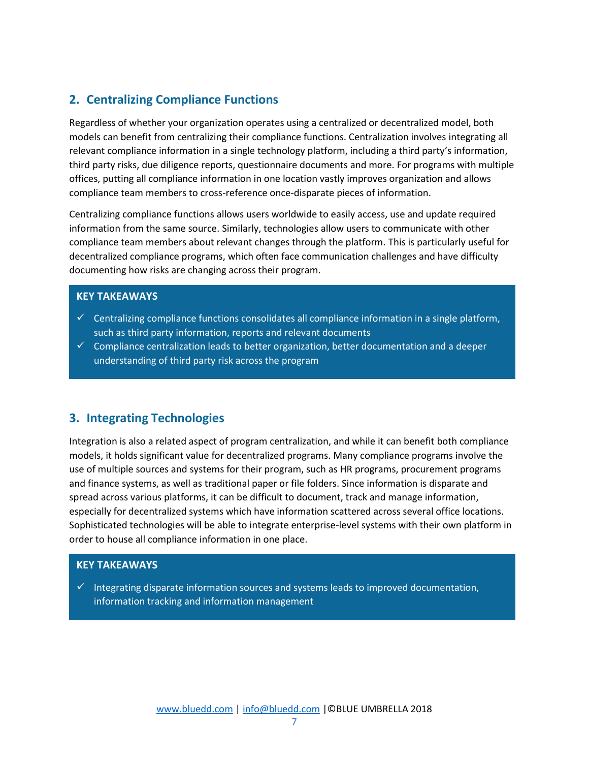## 2. Centralizing Compliance Functions

Regardless of whether your organization operates using a centralized or decentralized model, both models can benefit from centralizing their compliance functions. Centralization involves integrating all relevant compliance information in a single technology platform, including a third party's information, third party risks, due diligence reports, questionnaire documents and more. For programs with multiple offices, putting all compliance information in one location vastly improves organization and allows compliance team members to cross-reference once-disparate pieces of information.

Centralizing compliance functions allows users worldwide to easily access, use and update required information from the same source. Similarly, technologies allow users to communicate with other compliance team members about relevant changes through the platform. This is particularly useful for decentralized compliance programs, which often face communication challenges and have difficulty documenting how risks are changing across their program.

**KEY TAKEAWAYS**

- ✓ Centralizing compliance functions consolidates all compliance information in a single platform, such as third party information, reports and relevant documents
- ✓ Compliance centralization leads to better organization, better documentation and a deeper understanding of third party risk across the program

## 3. Integrating Technologies

Integration is also a related aspect of program centralization, and while it can benefit both compliance models, it holds significant value for decentralized programs. Many compliance programs involve the use of multiple sources and systems for their program, such as HR programs, procurement programs and finance systems, as well as traditional paper or file folders. Since information is disparate and spread across various platforms, it can be difficult to document, track and manage information, especially for decentralized systems which have information scattered across several office locations. Sophisticated technologies will be able to integrate enterprise-level systems with their own platform in order to house all compliance information in one place.

**KEY TAKEAWAYS**

- ✓ Integrating disparate information sources and systems leads to improved documentation, information tracking and information management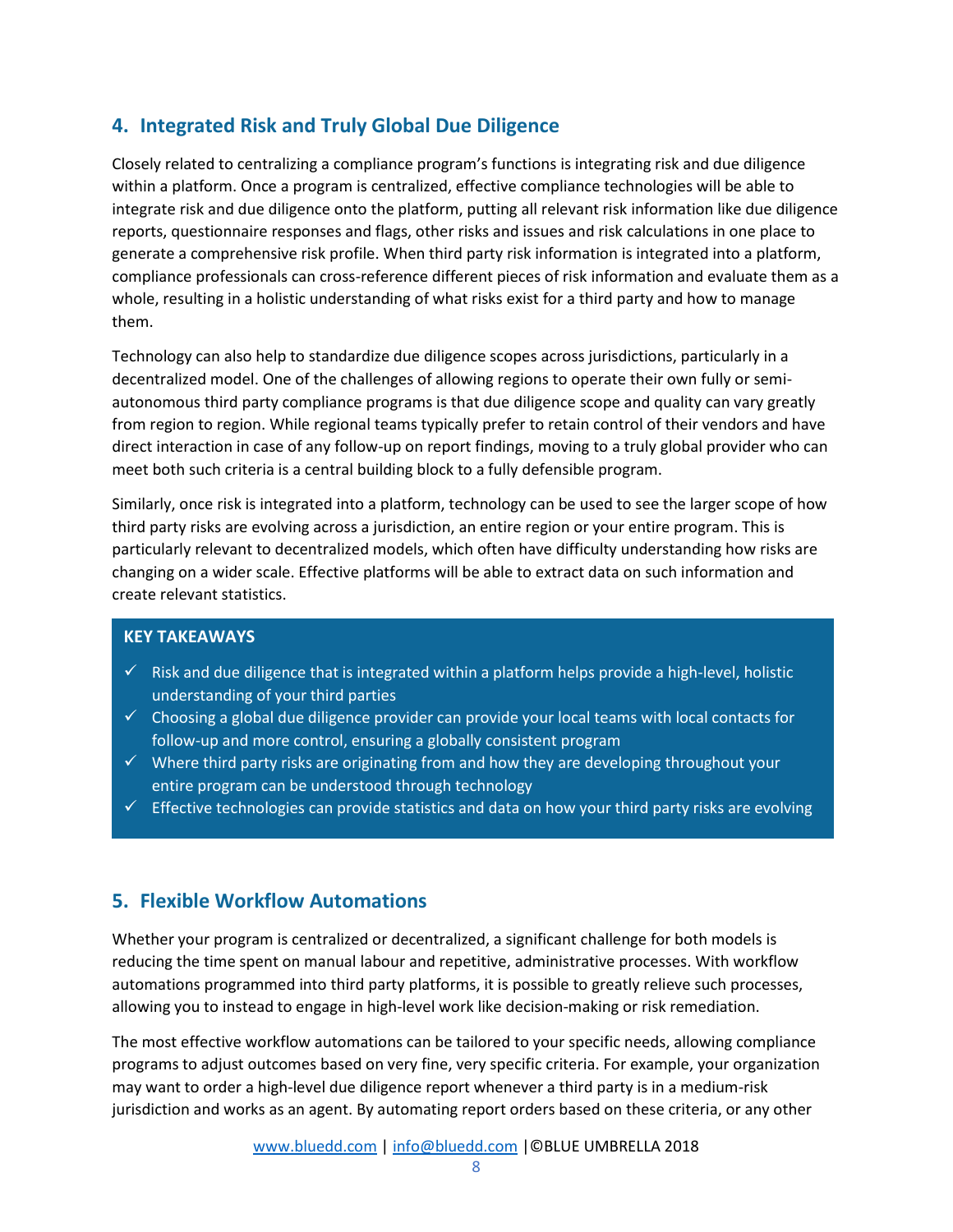## 4. Integrated Risk and Truly Global Due Diligence

Closely related to centralizing a compliance program's functions is integrating risk and due diligence within a platform. Once a program is centralized, effective compliance technologies will be able to integrate risk and due diligence onto the platform, putting all relevant risk information like due diligence reports, questionnaire responses and flags, other risks and issues and risk calculations in one place to generate a comprehensive risk profile. When third party risk information is integrated into a platform, compliance professionals can cross-reference different pieces of risk information and evaluate them as a whole, resulting in a holistic understanding of what risks exist for a third party and how to manage them.

Technology can also help to standardize due diligence scopes across jurisdictions, particularly in a decentralized model. One of the challenges of allowing regions to operate their own fully or semi-autonomous third party compliance programs is that due diligence scope and quality can vary greatly from region to region. While regional teams typically prefer to retain control of their vendors and have direct interaction in case of any follow-up on report findings, moving to a truly global provider who can meet both such criteria is a central building block to a fully defensible program.

Similarly, once risk is integrated into a platform, technology can be used to see the larger scope of how third party risks are evolving across a jurisdiction, an entire region or your entire program. This is particularly relevant to decentralized models, which often have difficulty understanding how risks are changing on a wider scale. Effective platforms will be able to extract data on such information and create relevant statistics.

**KEY TAKEAWAYS**

- ✓ Risk and due diligence that is integrated within a platform helps provide a high-level, holistic understanding of your third parties
- ✓ Choosing a global due diligence provider can provide your local teams with local contacts for follow-up and more control, ensuring a globally consistent program
- ✓ Where third party risks are originating from and how they are developing throughout your entire program can be understood through technology
- ✓ Effective technologies can provide statistics and data on how your third party risks are evolving

## 5. Flexible Workflow Automations

Whether your program is centralized or decentralized, a significant challenge for both models is reducing the time spent on manual labour and repetitive, administrative processes. With workflow automations programmed into third party platforms, it is possible to greatly relieve such processes, allowing you to instead to engage in high-level work like decision-making or risk remediation.

The most effective workflow automations can be tailored to your specific needs, allowing compliance programs to adjust outcomes based on very fine, very specific criteria. For example, your organization may want to order a high-level due diligence report whenever a third party is in a medium-risk jurisdiction and works as an agent. By automating report orders based on these criteria, or any other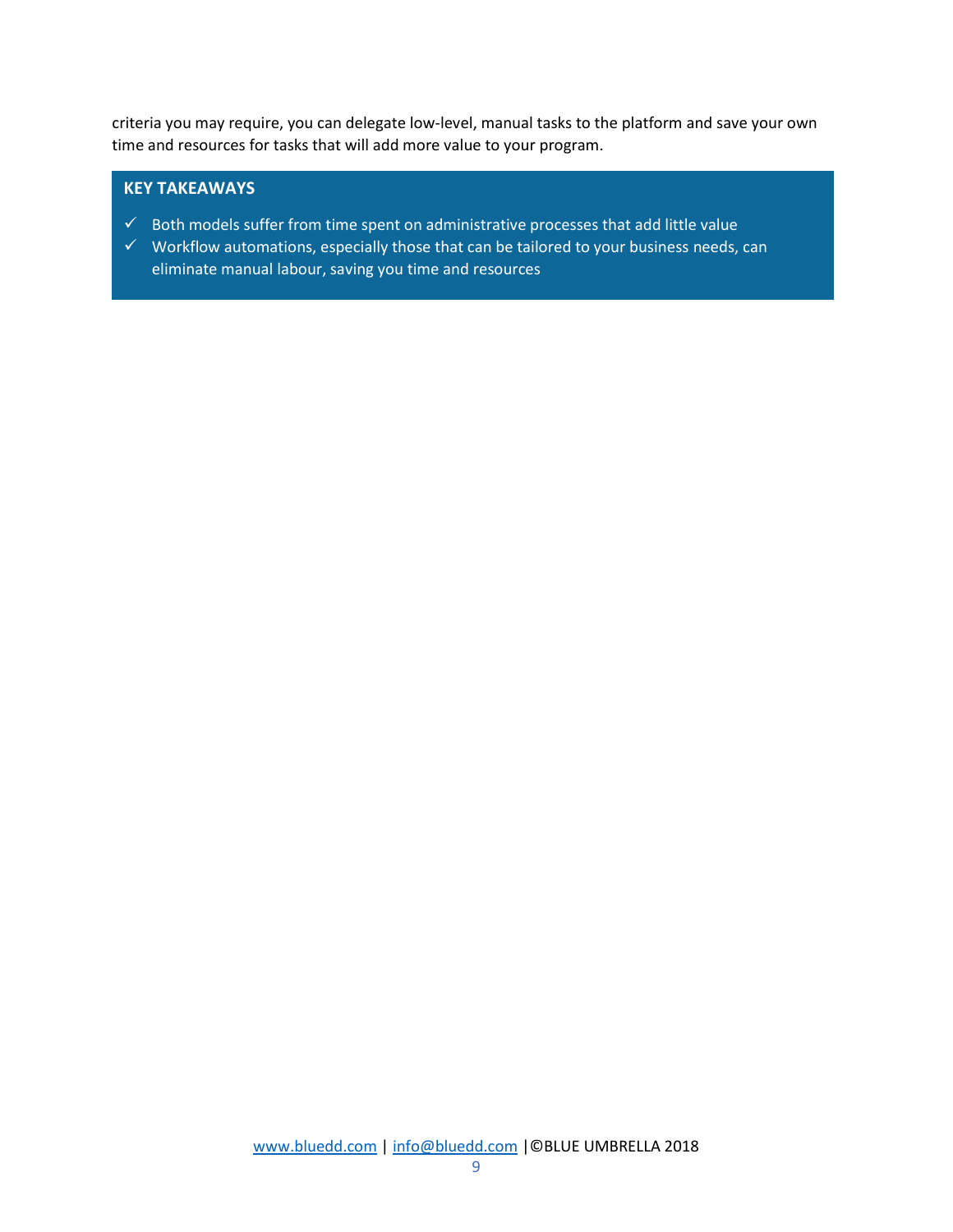criteria you may require, you can delegate low-level, manual tasks to the platform and save your own time and resources for tasks that will add more value to your program.

**KEY TAKEAWAYS**

- ✓ Both models suffer from time spent on administrative processes that add little value
- ✓ Workflow automations, especially those that can be tailored to your business needs, can eliminate manual labour, saving you time and resources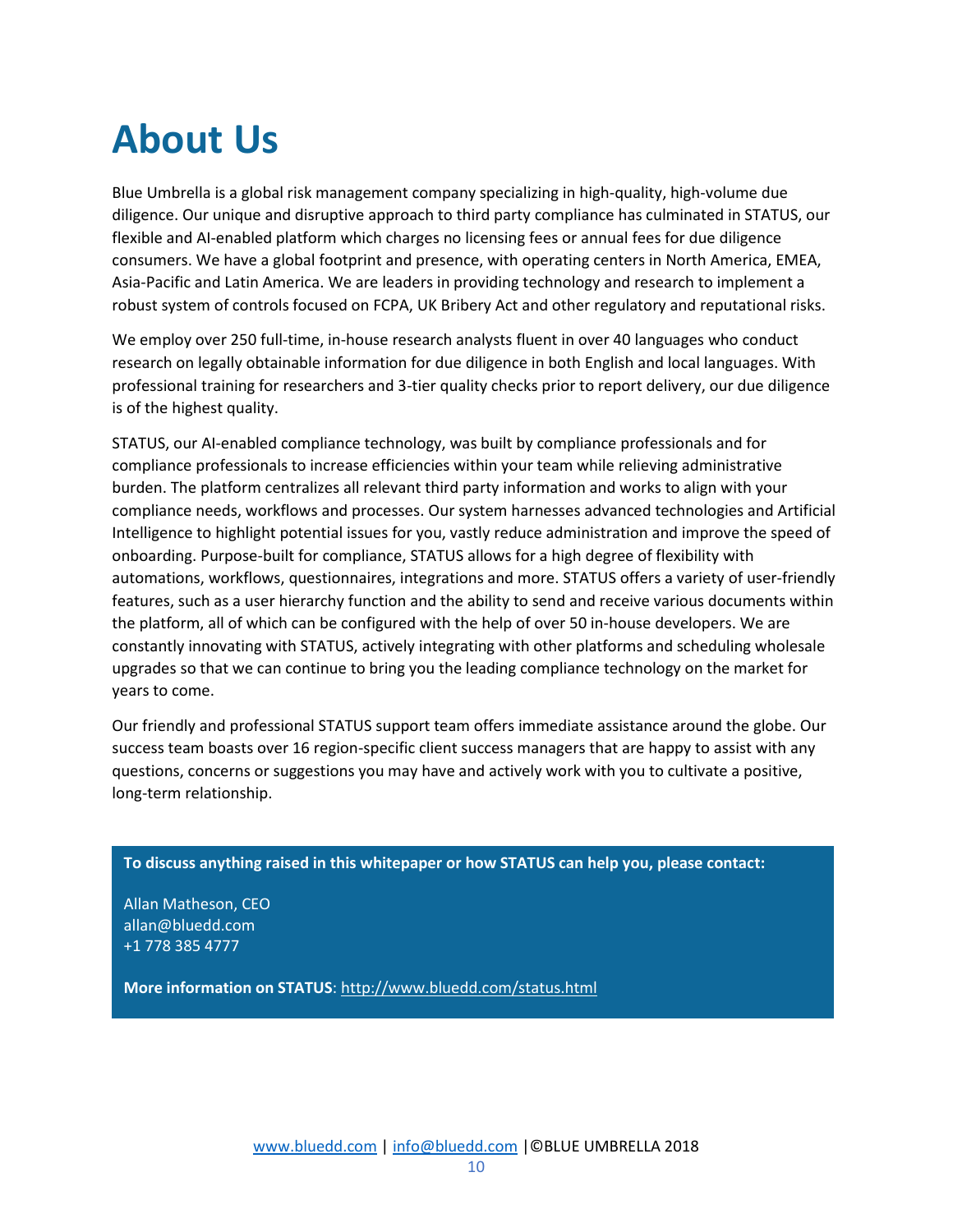# About Us

Blue Umbrella is a global risk management company specializing in high-quality, high-volume due diligence. Our unique and disruptive approach to third party compliance has culminated in STATUS, our flexible and AI-enabled platform which charges no licensing fees or annual fees for due diligence consumers. We have a global footprint and presence, with operating centers in North America, EMEA, Asia-Pacific and Latin America. We are leaders in providing technology and research to implement a robust system of controls focused on FCPA, UK Bribery Act and other regulatory and reputational risks.

We employ over 250 full-time, in-house research analysts fluent in over 40 languages who conduct research on legally obtainable information for due diligence in both English and local languages. With professional training for researchers and 3-tier quality checks prior to report delivery, our due diligence is of the highest quality.

STATUS, our AI-enabled compliance technology, was built by compliance professionals and for compliance professionals to increase efficiencies within your team while relieving administrative burden. The platform centralizes all relevant third party information and works to align with your compliance needs, workflows and processes. Our system harnesses advanced technologies and Artificial Intelligence to highlight potential issues for you, vastly reduce administration and improve the speed of onboarding. Purpose-built for compliance, STATUS allows for a high degree of flexibility with automations, workflows, questionnaires, integrations and more. STATUS offers a variety of user-friendly features, such as a user hierarchy function and the ability to send and receive various documents within the platform, all of which can be configured with the help of over 50 in-house developers. We are constantly innovating with STATUS, actively integrating with other platforms and scheduling wholesale upgrades so that we can continue to bring you the leading compliance technology on the market for years to come.

Our friendly and professional STATUS support team offers immediate assistance around the globe. Our success team boasts over 16 region-specific client success managers that are happy to assist with any questions, concerns or suggestions you may have and actively work with you to cultivate a positive, long-term relationship.

**To discuss anything raised in this whitepaper or how STATUS can help you, please contact:**

Allan Matheson, CEO
allan@bluedd.com
+1 778 385 4777

**More information on STATUS**: http://www.bluedd.com/status.html

www.bluedd.com | info@bluedd.com |©BLUE UMBRELLA 2018